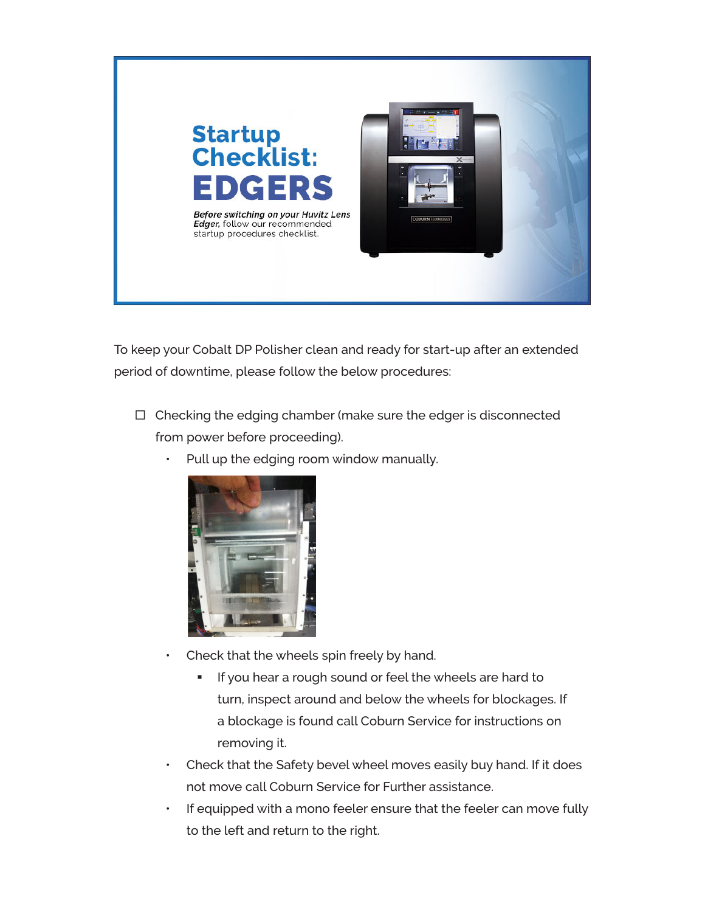# Startup Checklist: EDGERS

***Before switching on your Huvitz Lens Edger,*** follow our recommended startup procedures checklist.

To keep your Cobalt DP Polisher clean and ready for start-up after an extended period of downtime, please follow the below procedures:

- ☐ Checking the edging chamber (make sure the edger is disconnected from power before proceeding).
  - Pull up the edging room window manually.
  - Check that the wheels spin freely by hand.
    - If you hear a rough sound or feel the wheels are hard to turn, inspect around and below the wheels for blockages. If a blockage is found call Coburn Service for instructions on removing it.
  - Check that the Safety bevel wheel moves easily buy hand. If it does not move call Coburn Service for Further assistance.
  - If equipped with a mono feeler ensure that the feeler can move fully to the left and return to the right.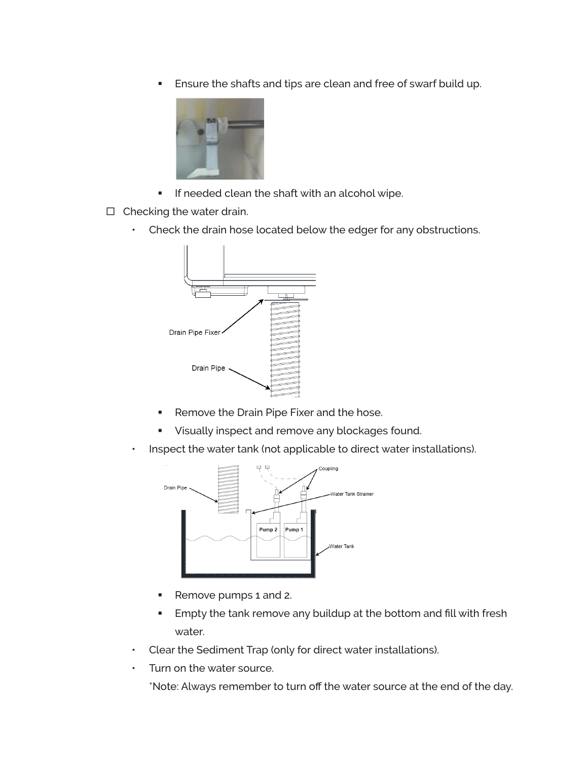- Ensure the shafts and tips are clean and free of swarf build up.
- If needed clean the shaft with an alcohol wipe.

☐ Checking the water drain.

- Check the drain hose located below the edger for any obstructions.
  - Remove the Drain Pipe Fixer and the hose.
  - Visually inspect and remove any blockages found.
- Inspect the water tank (not applicable to direct water installations).
  - Remove pumps 1 and 2.
  - Empty the tank remove any buildup at the bottom and fill with fresh water.
- Clear the Sediment Trap (only for direct water installations).
- Turn on the water source.

  *Note: Always remember to turn off the water source at the end of the day.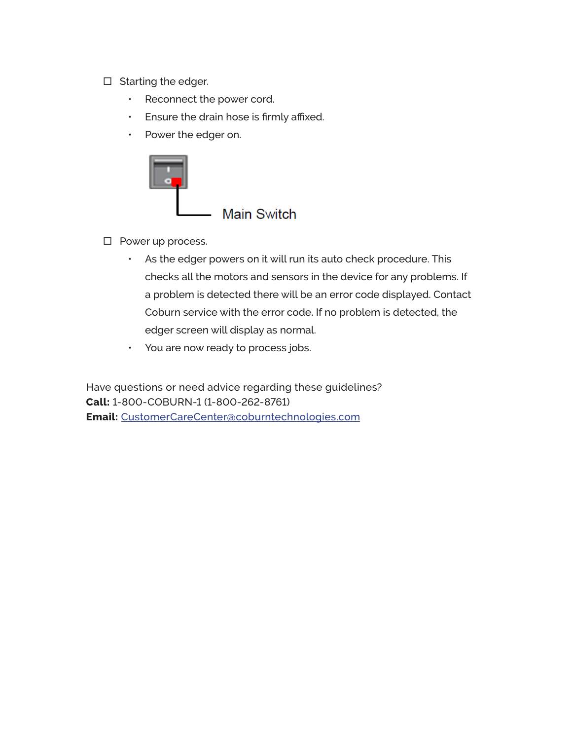- ☐ Starting the edger.
  - Reconnect the power cord.
  - Ensure the drain hose is firmly affixed.
  - Power the edger on.

Main Switch

- ☐ Power up process.
  - As the edger powers on it will run its auto check procedure. This checks all the motors and sensors in the device for any problems. If a problem is detected there will be an error code displayed. Contact Coburn service with the error code. If no problem is detected, the edger screen will display as normal.
  - You are now ready to process jobs.

Have questions or need advice regarding these guidelines?
**Call:** 1-800-COBURN-1 (1-800-262-8761)
**Email:** CustomerCareCenter@coburntechnologies.com